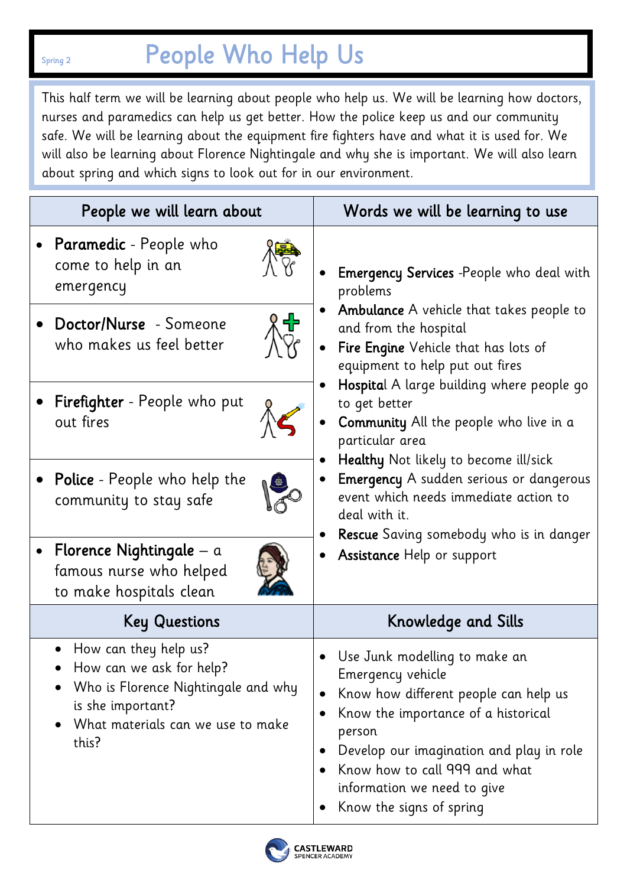Spring 2

# People Who Help Us

This half term we will be learning about people who help us. We will be learning how doctors, nurses and paramedics can help us get better. How the police keep us and our community safe. We will be learning about the equipment fire fighters have and what it is used for. We will also be learning about Florence Nightingale and why she is important. We will also learn about spring and which signs to look out for in our environment.

| People we will learn about | Words we will be learning to use |
|---|---|
| • **Paramedic** - People who come to help in an emergency<br>• **Doctor/Nurse** - Someone who makes us feel better<br>• **Firefighter** - People who put out fires<br>• **Police** - People who help the community to stay safe<br>• **Florence Nightingale** – a famous nurse who helped to make hospitals clean | • **Emergency Services** -People who deal with problems<br>• **Ambulance** A vehicle that takes people to and from the hospital<br>• **Fire Engine** Vehicle that has lots of equipment to help put out fires<br>• **Hospital** A large building where people go to get better<br>• **Community** All the people who live in a particular area<br>• **Healthy** Not likely to become ill/sick<br>• **Emergency** A sudden serious or dangerous event which needs immediate action to deal with it.<br>• **Rescue** Saving somebody who is in danger<br>• **Assistance** Help or support |

| Key Questions | Knowledge and Sills |
|---|---|
| • How can they help us?<br>• How can we ask for help?<br>• Who is Florence Nightingale and why is she important?<br>• What materials can we use to make this? | • Use Junk modelling to make an Emergency vehicle<br>• Know how different people can help us<br>• Know the importance of a historical person<br>• Develop our imagination and play in role<br>• Know how to call 999 and what information we need to give<br>• Know the signs of spring |

CASTLEWARD SPENCER ACADEMY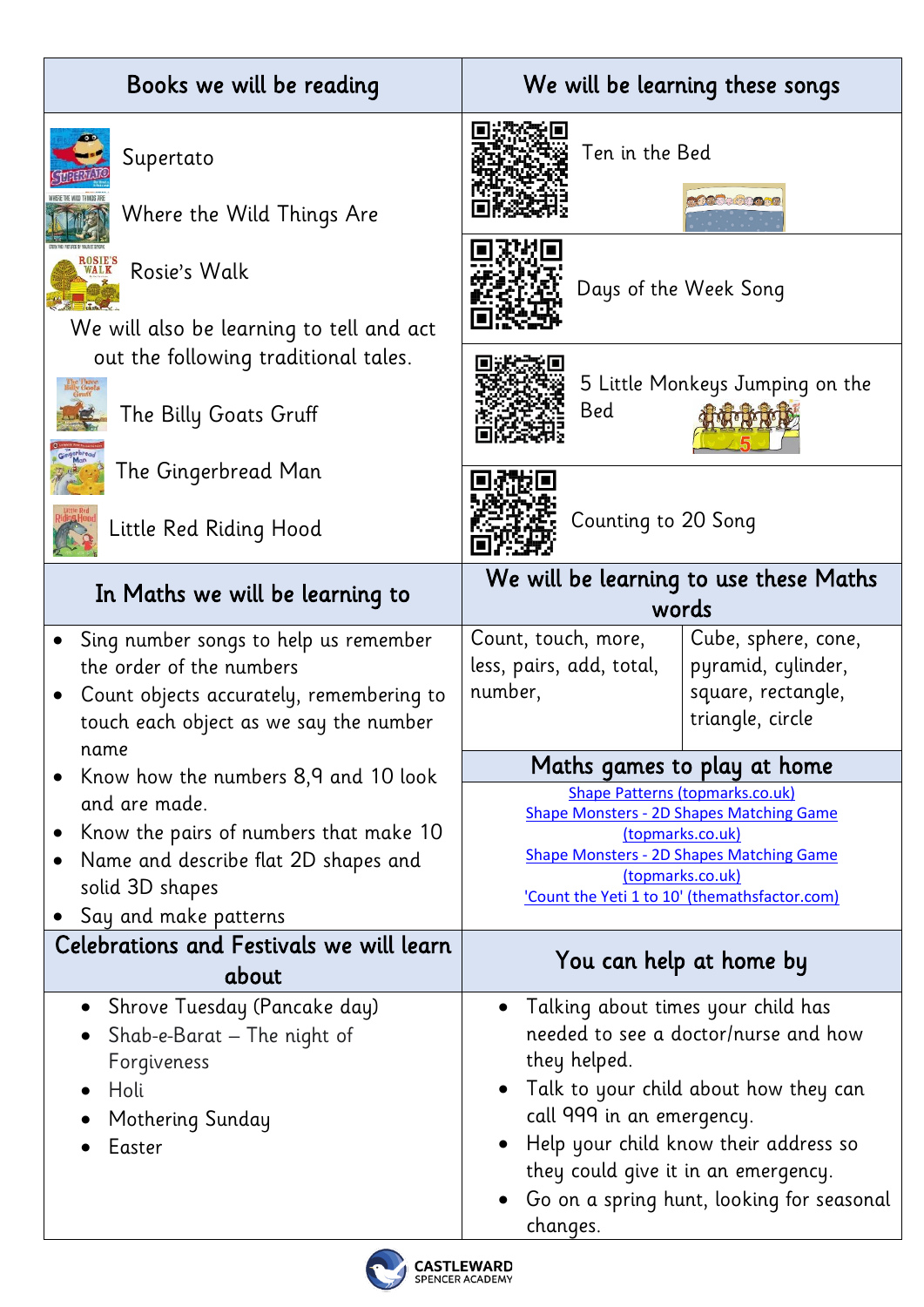## Books we will be reading

- Supertato
- Where the Wild Things Are
- Rosie's Walk

We will also be learning to tell and act out the following traditional tales.

- The Billy Goats Gruff
- The Gingerbread Man
- Little Red Riding Hood

## We will be learning these songs

- Ten in the Bed
- Days of the Week Song
- 5 Little Monkeys Jumping on the Bed
- Counting to 20 Song

## In Maths we will be learning to

- Sing number songs to help us remember the order of the numbers
- Count objects accurately, remembering to touch each object as we say the number name
- Know how the numbers 8,9 and 10 look and are made.
- Know the pairs of numbers that make 10
- Name and describe flat 2D shapes and solid 3D shapes
- Say and make patterns

## We will be learning to use these Maths words

| | |
|---|---|
| Count, touch, more, less, pairs, add, total, number, | Cube, sphere, cone, pyramid, cylinder, square, rectangle, triangle, circle |

## Maths games to play at home

Shape Patterns (topmarks.co.uk)
Shape Monsters - 2D Shapes Matching Game (topmarks.co.uk)
Shape Monsters - 2D Shapes Matching Game (topmarks.co.uk)
'Count the Yeti 1 to 10' (themathsfactor.com)

## Celebrations and Festivals we will learn about

- Shrove Tuesday (Pancake day)
- Shab-e-Barat – The night of Forgiveness
- Holi
- Mothering Sunday
- Easter

## You can help at home by

- Talking about times your child has needed to see a doctor/nurse and how they helped.
- Talk to your child about how they can call 999 in an emergency.
- Help your child know their address so they could give it in an emergency.
- Go on a spring hunt, looking for seasonal changes.

CASTLEWARD SPENCER ACADEMY